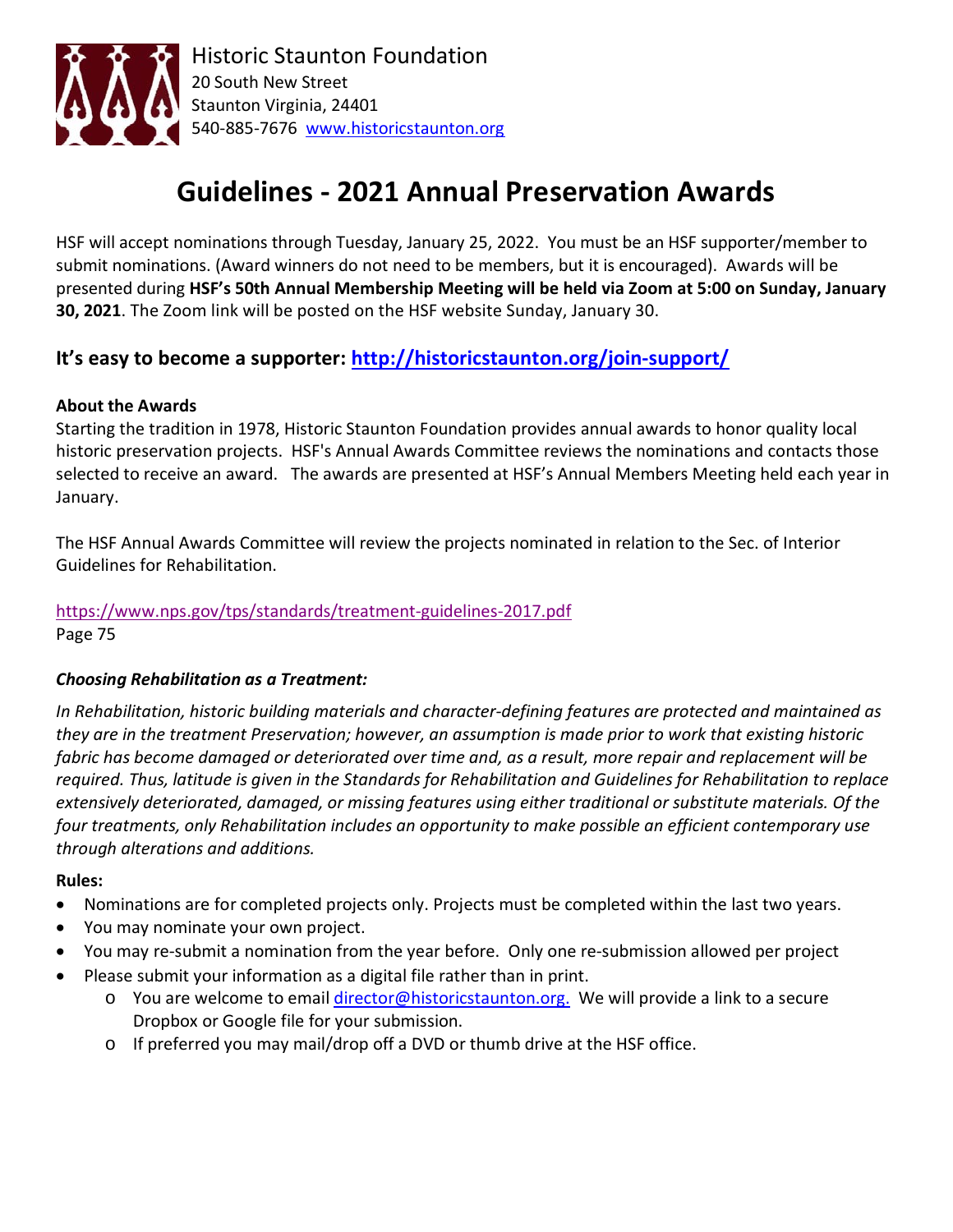Historic Staunton Foundation
20 South New Street
Staunton Virginia, 24401
540-885-7676 www.historicstaunton.org

# Guidelines - 2021 Annual Preservation Awards

HSF will accept nominations through Tuesday, January 25, 2022. You must be an HSF supporter/member to submit nominations. (Award winners do not need to be members, but it is encouraged). Awards will be presented during **HSF's 50th Annual Membership Meeting will be held via Zoom at 5:00 on Sunday, January 30, 2021**. The Zoom link will be posted on the HSF website Sunday, January 30.

## It's easy to become a supporter: http://historicstaunton.org/join-support/

**About the Awards**

Starting the tradition in 1978, Historic Staunton Foundation provides annual awards to honor quality local historic preservation projects. HSF's Annual Awards Committee reviews the nominations and contacts those selected to receive an award. The awards are presented at HSF's Annual Members Meeting held each year in January.

The HSF Annual Awards Committee will review the projects nominated in relation to the Sec. of Interior Guidelines for Rehabilitation.

https://www.nps.gov/tps/standards/treatment-guidelines-2017.pdf
Page 75

***Choosing Rehabilitation as a Treatment:***

*In Rehabilitation, historic building materials and character-defining features are protected and maintained as they are in the treatment Preservation; however, an assumption is made prior to work that existing historic fabric has become damaged or deteriorated over time and, as a result, more repair and replacement will be required. Thus, latitude is given in the Standards for Rehabilitation and Guidelines for Rehabilitation to replace extensively deteriorated, damaged, or missing features using either traditional or substitute materials. Of the four treatments, only Rehabilitation includes an opportunity to make possible an efficient contemporary use through alterations and additions.*

**Rules:**

- Nominations are for completed projects only. Projects must be completed within the last two years.
- You may nominate your own project.
- You may re-submit a nomination from the year before. Only one re-submission allowed per project
- Please submit your information as a digital file rather than in print.
  - You are welcome to email director@historicstaunton.org. We will provide a link to a secure Dropbox or Google file for your submission.
  - If preferred you may mail/drop off a DVD or thumb drive at the HSF office.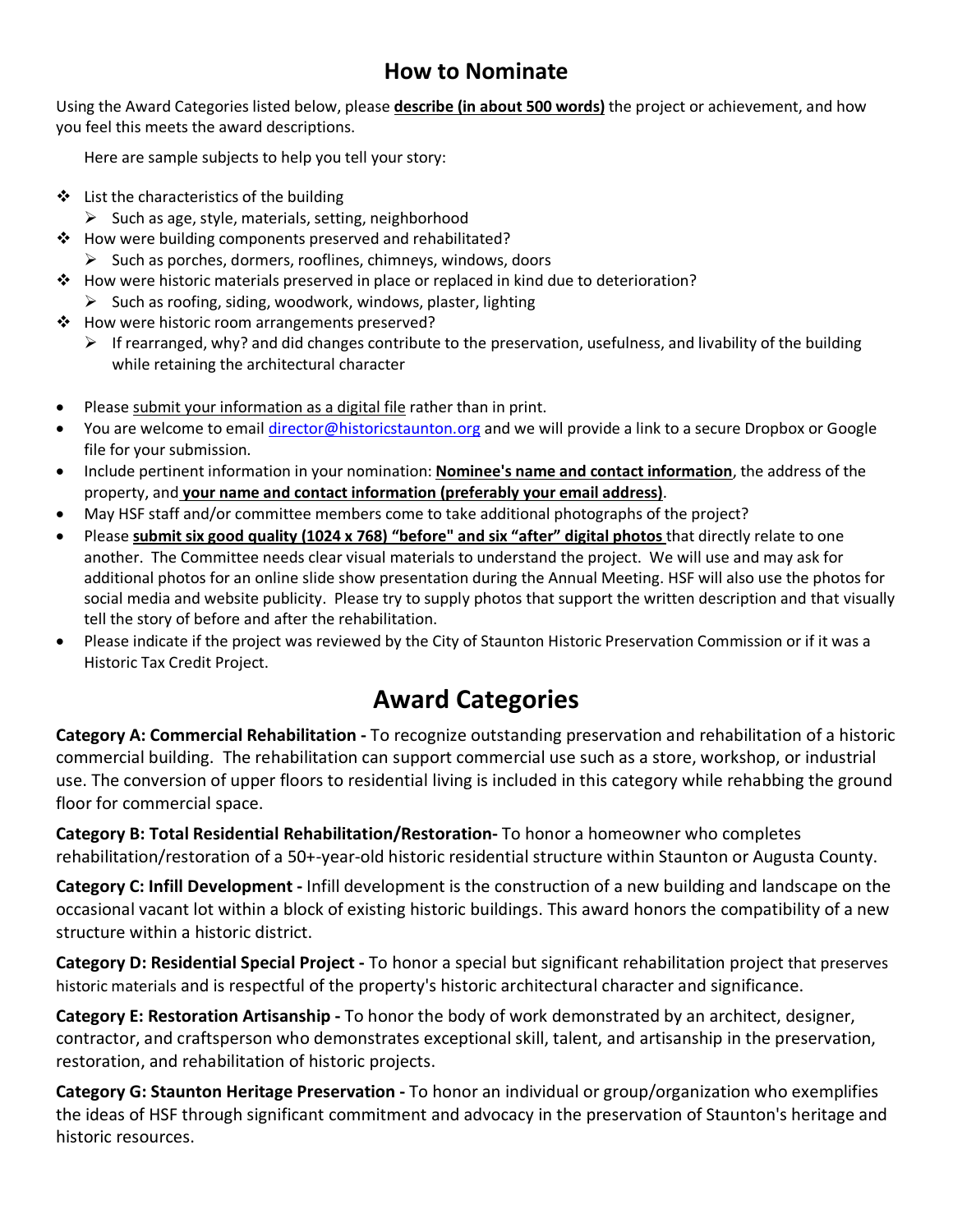## How to Nominate

Using the Award Categories listed below, please **describe (in about 500 words)** the project or achievement, and how you feel this meets the award descriptions.

Here are sample subjects to help you tell your story:

- List the characteristics of the building
  - Such as age, style, materials, setting, neighborhood
- How were building components preserved and rehabilitated?
  - Such as porches, dormers, rooflines, chimneys, windows, doors
- How were historic materials preserved in place or replaced in kind due to deterioration?
  - Such as roofing, siding, woodwork, windows, plaster, lighting
- How were historic room arrangements preserved?
  - If rearranged, why? and did changes contribute to the preservation, usefulness, and livability of the building while retaining the architectural character

- Please submit your information as a digital file rather than in print.
- You are welcome to email director@historicstaunton.org and we will provide a link to a secure Dropbox or Google file for your submission.
- Include pertinent information in your nomination: **Nominee's name and contact information**, the address of the property, and **your name and contact information (preferably your email address)**.
- May HSF staff and/or committee members come to take additional photographs of the project?
- Please **submit six good quality (1024 x 768) "before" and six "after" digital photos** that directly relate to one another. The Committee needs clear visual materials to understand the project. We will use and may ask for additional photos for an online slide show presentation during the Annual Meeting. HSF will also use the photos for social media and website publicity. Please try to supply photos that support the written description and that visually tell the story of before and after the rehabilitation.
- Please indicate if the project was reviewed by the City of Staunton Historic Preservation Commission or if it was a Historic Tax Credit Project.

## Award Categories

**Category A: Commercial Rehabilitation -** To recognize outstanding preservation and rehabilitation of a historic commercial building. The rehabilitation can support commercial use such as a store, workshop, or industrial use. The conversion of upper floors to residential living is included in this category while rehabbing the ground floor for commercial space.

**Category B: Total Residential Rehabilitation/Restoration-** To honor a homeowner who completes rehabilitation/restoration of a 50+-year-old historic residential structure within Staunton or Augusta County.

**Category C: Infill Development -** Infill development is the construction of a new building and landscape on the occasional vacant lot within a block of existing historic buildings. This award honors the compatibility of a new structure within a historic district.

**Category D: Residential Special Project -** To honor a special but significant rehabilitation project that preserves historic materials and is respectful of the property's historic architectural character and significance.

**Category E: Restoration Artisanship -** To honor the body of work demonstrated by an architect, designer, contractor, and craftsperson who demonstrates exceptional skill, talent, and artisanship in the preservation, restoration, and rehabilitation of historic projects.

**Category G: Staunton Heritage Preservation -** To honor an individual or group/organization who exemplifies the ideas of HSF through significant commitment and advocacy in the preservation of Staunton's heritage and historic resources.